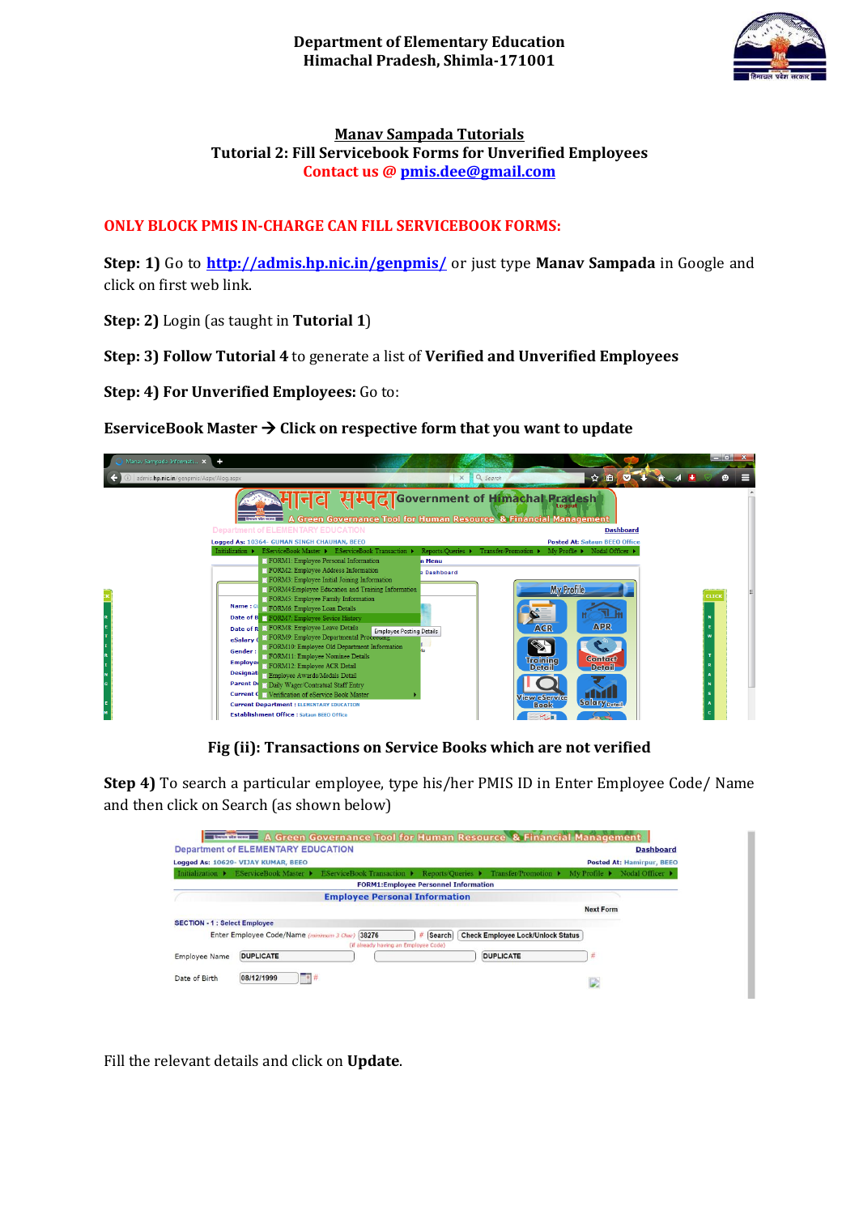**Department of Elementary Education**
**Himachal Pradesh, Shimla-171001**

# Manav Sampada Tutorials

## Tutorial 2: Fill Servicebook Forms for Unverified Employees

**Contact us @ pmis.dee@gmail.com**

**ONLY BLOCK PMIS IN-CHARGE CAN FILL SERVICEBOOK FORMS:**

**Step: 1)** Go to **http://admis.hp.nic.in/genpmis/** or just type **Manav Sampada** in Google and click on first web link.

**Step: 2)** Login (as taught in **Tutorial 1**)

**Step: 3) Follow Tutorial 4** to generate a list of **Verified and Unverified Employees**

**Step: 4) For Unverified Employees:** Go to:

**EserviceBook Master → Click on respective form that you want to update**

**Fig (ii): Transactions on Service Books which are not verified**

**Step 4)** To search a particular employee, type his/her PMIS ID in Enter Employee Code/ Name and then click on Search (as shown below)

Fill the relevant details and click on **Update**.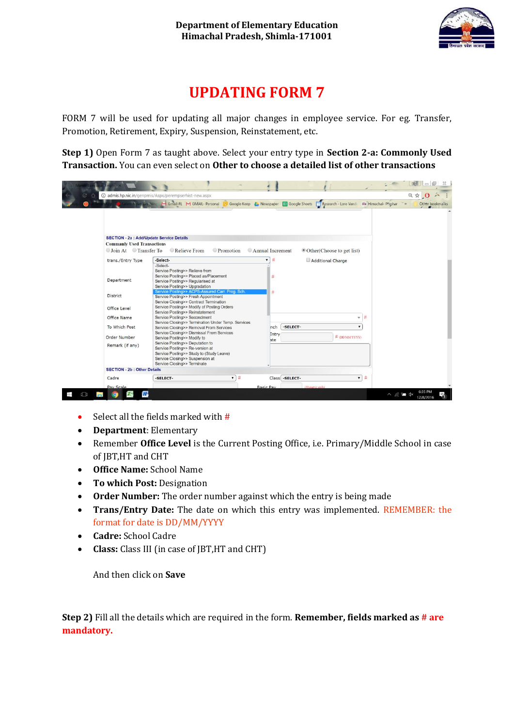Department of Elementary Education
Himachal Pradesh, Shimla-171001

# UPDATING FORM 7

FORM 7 will be used for updating all major changes in employee service. For eg. Transfer, Promotion, Retirement, Expiry, Suspension, Reinstatement, etc.

**Step 1)** Open Form 7 as taught above. Select your entry type in **Section 2-a: Commonly Used Transaction.** You can even select on **Other to choose a detailed list of other transactions**

- Select all the fields marked with #
- **Department**: Elementary
- Remember **Office Level** is the Current Posting Office, i.e. Primary/Middle School in case of JBT,HT and CHT
- **Office Name:** School Name
- **To which Post:** Designation
- **Order Number:** The order number against which the entry is being made
- **Trans/Entry Date:** The date on which this entry was implemented. REMEMBER: the format for date is DD/MM/YYYY
- **Cadre:** School Cadre
- **Class:** Class III (in case of JBT,HT and CHT)

And then click on **Save**

**Step 2)** Fill all the details which are required in the form. **Remember, fields marked as # are mandatory.**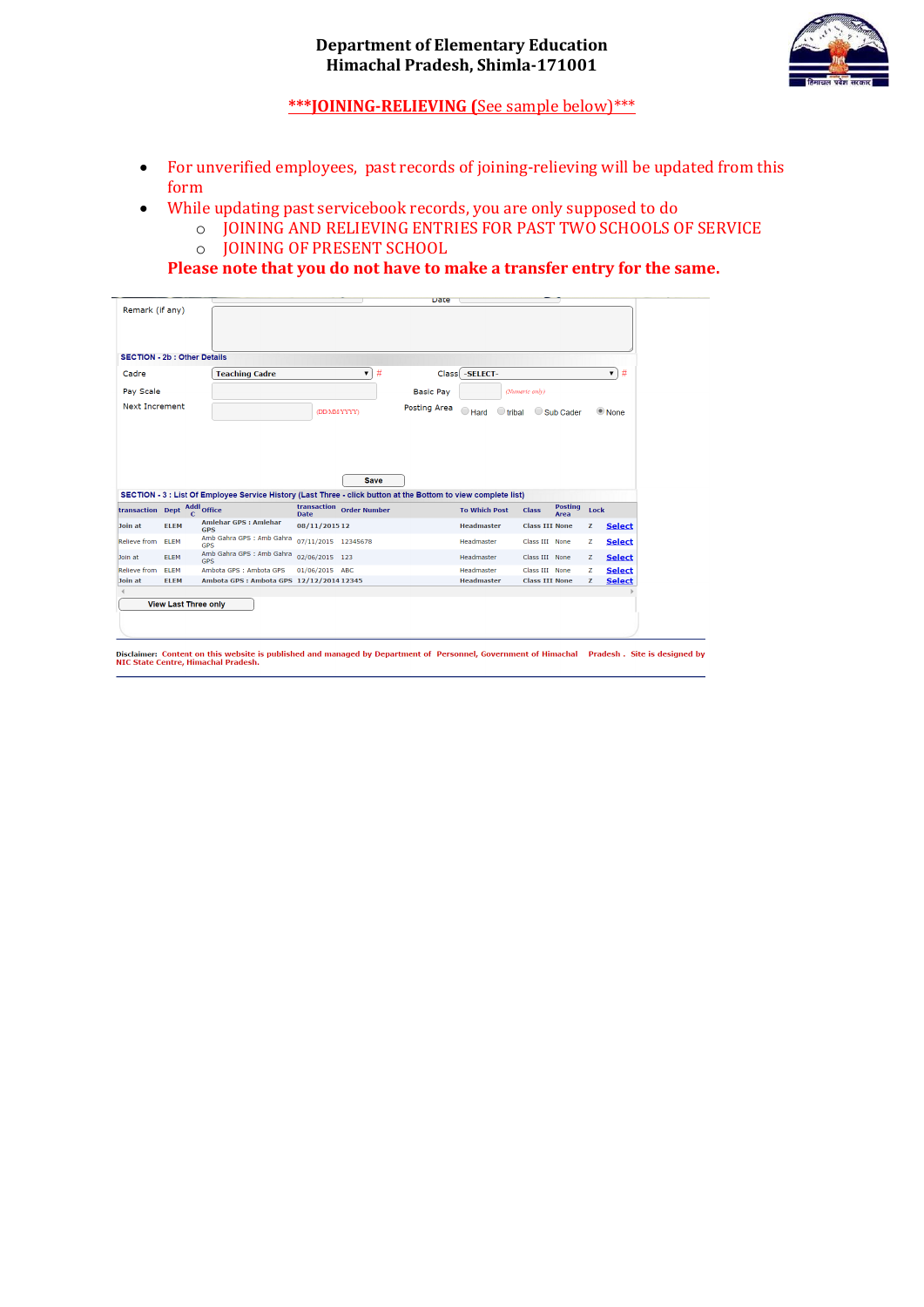**Department of Elementary Education**
**Himachal Pradesh, Shimla-171001**

**\*\*\*JOINING-RELIEVING (See sample below)\*\*\***

- For unverified employees, past records of joining-relieving will be updated from this form
- While updating past servicebook records, you are only supposed to do
  - JOINING AND RELIEVING ENTRIES FOR PAST TWO SCHOOLS OF SERVICE
  - JOINING OF PRESENT SCHOOL

**Please note that you do not have to make a transfer entry for the same.**

Remark (if any)

SECTION - 2b : Other Details

Cadre: Teaching Cadre #
Class: -SELECT- #
Pay Scale
Basic Pay (Numeric only)
Next Increment (DD/MM/YYYY)
Posting Area: Hard / tribal / Sub Cader / None

Save

SECTION - 3 : List Of Employee Service History (Last Three - click button at the Bottom to view complete list)

| transaction | Dept | Addl C | Office | transaction Date | Order Number | To Which Post | Class | Posting Area | Lock | |
|---|---|---|---|---|---|---|---|---|---|---|
| Join at | ELEM | | Amlehar GPS : Amlehar GPS | 08/11/2015 | 12 | Headmaster | Class III | None | Z | Select |
| Relieve from | ELEM | | Amb Gahra GPS : Amb Gahra GPS | 07/11/2015 | 12345678 | Headmaster | Class III | None | Z | Select |
| Join at | ELEM | | Amb Gahra GPS : Amb Gahra GPS | 02/06/2015 | 123 | Headmaster | Class III | None | Z | Select |
| Relieve from | ELEM | | Ambota GPS : Ambota GPS | 01/06/2015 | ABC | Headmaster | Class III | None | Z | Select |
| Join at | ELEM | | Ambota GPS : Ambota GPS | 12/12/2014 | 12345 | Headmaster | Class III | None | Z | Select |

View Last Three only

**Disclaimer:** Content on this website is published and managed by Department of Personnel, Government of Himachal Pradesh . Site is designed by NIC State Centre, Himachal Pradesh.